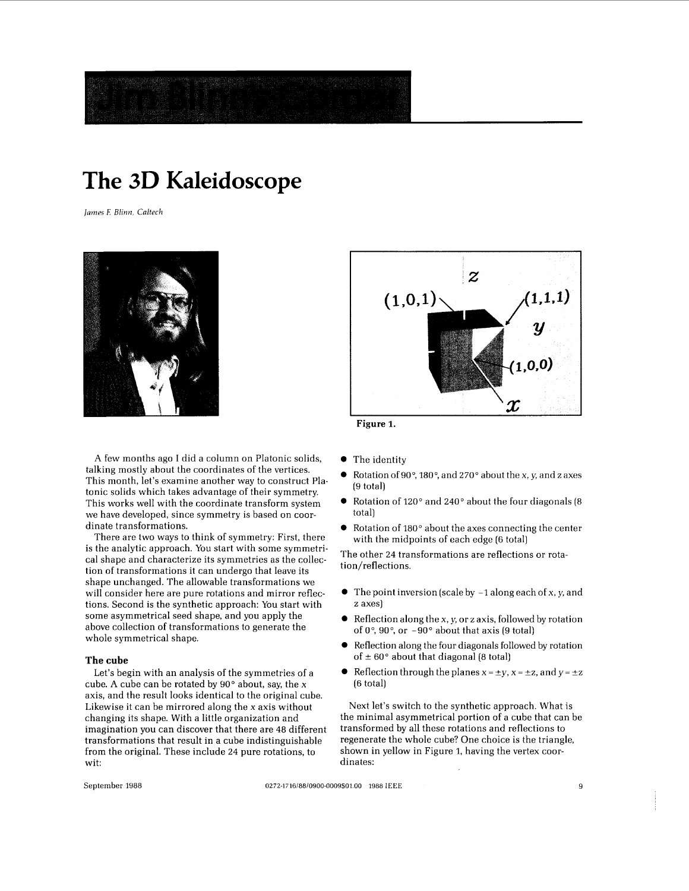# The 3D Kaleidoscope

*James F. Blinn, Caltech*

Figure 1.

A few months ago I did a column on Platonic solids, talking mostly about the coordinates of the vertices. This month, let's examine another way to construct Platonic solids which takes advantage of their symmetry. This works well with the coordinate transform system we have developed, since symmetry is based on coordinate transformations.

There are two ways to think of symmetry: First, there is the analytic approach. You start with some symmetrical shape and characterize its symmetries as the collection of transformations it can undergo that leave its shape unchanged. The allowable transformations we will consider here are pure rotations and mirror reflections. Second is the synthetic approach: You start with some asymmetrical seed shape, and you apply the above collection of transformations to generate the whole symmetrical shape.

### The cube

Let's begin with an analysis of the symmetries of a cube. A cube can be rotated by 90° about, say, the $x$ axis, and the result looks identical to the original cube. Likewise it can be mirrored along the $x$ axis without changing its shape. With a little organization and imagination you can discover that there are 48 different transformations that result in a cube indistinguishable from the original. These include 24 pure rotations, to wit:

- The identity
- Rotation of 90°, 180°, and 270° about the $x$, $y$, and $z$ axes (9 total)
- Rotation of 120° and 240° about the four diagonals (8 total)
- Rotation of 180° about the axes connecting the center with the midpoints of each edge (6 total)

The other 24 transformations are reflections or rotation/reflections.

- The point inversion (scale by −1 along each of $x$, $y$, and $z$ axes)
- Reflection along the $x$, $y$, or $z$ axis, followed by rotation of 0°, 90°, or −90° about that axis (9 total)
- Reflection along the four diagonals followed by rotation of ± 60° about that diagonal (8 total)
- Reflection through the planes $x = \pm y$, $x = \pm z$, and $y = \pm z$ (6 total)

Next let's switch to the synthetic approach. What is the minimal asymmetrical portion of a cube that can be transformed by all these rotations and reflections to regenerate the whole cube? One choice is the triangle, shown in yellow in Figure 1, having the vertex coordinates: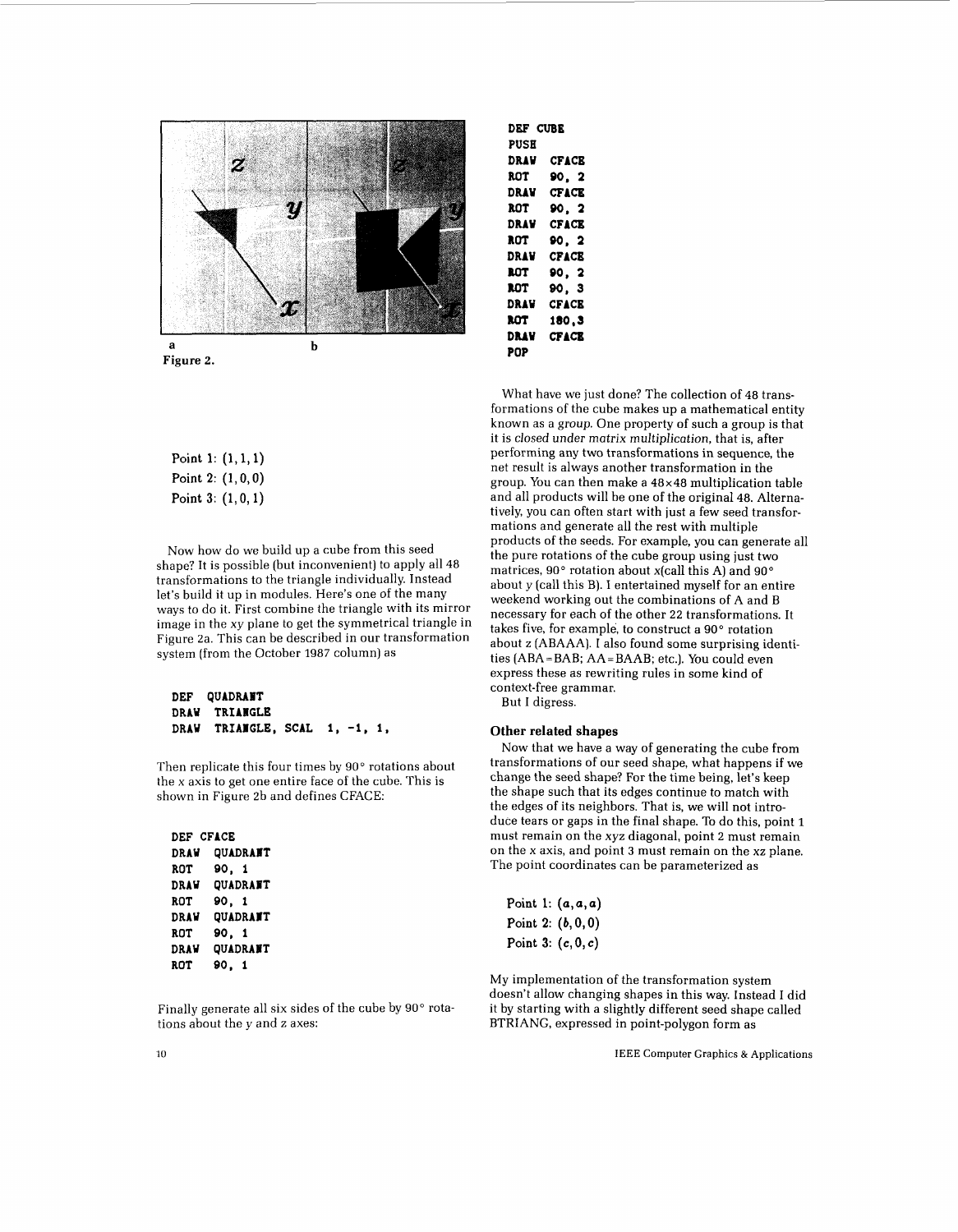a b
Figure 2.

Point 1: $(1, 1, 1)$
Point 2: $(1, 0, 0)$
Point 3: $(1, 0, 1)$

Now how do we build up a cube from this seed shape? It is possible (but inconvenient) to apply all 48 transformations to the triangle individually. Instead let's build it up in modules. Here's one of the many ways to do it. First combine the triangle with its mirror image in the xy plane to get the symmetrical triangle in Figure 2a. This can be described in our transformation system (from the October 1987 column) as

```
DEF  QUADRANT
DRAW  TRIANGLE
DRAW  TRIANGLE, SCAL  1, -1, 1,
```

Then replicate this four times by 90° rotations about the x axis to get one entire face of the cube. This is shown in Figure 2b and defines CFACE:

```
DEF CFACE
DRAW  QUADRANT
ROT   90, 1
DRAW  QUADRANT
ROT   90, 1
DRAW  QUADRANT
ROT   90, 1
DRAW  QUADRANT
ROT   90, 1
```

Finally generate all six sides of the cube by 90° rotations about the y and z axes:

```
DEF  CUBE
PUSH
DRAW  CFACE
ROT   90, 2
DRAW  CFACE
ROT   90, 2
DRAW  CFACE
ROT   90, 2
DRAW  CFACE
ROT   90, 2
ROT   90, 3
DRAW  CFACE
ROT   180,3
DRAW  CFACE
POP
```

What have we just done? The collection of 48 transformations of the cube makes up a mathematical entity known as a *group*. One property of such a group is that it is *closed under matrix multiplication*, that is, after performing any two transformations in sequence, the net result is always another transformation in the group. You can then make a 48×48 multiplication table and all products will be one of the original 48. Alternatively, you can often start with just a few seed transformations and generate all the rest with multiple products of the seeds. For example, you can generate all the pure rotations of the cube group using just two matrices, 90° rotation about x(call this A) and 90° about y (call this B). I entertained myself for an entire weekend working out the combinations of A and B necessary for each of the other 22 transformations. It takes five, for example, to construct a 90° rotation about z (ABAAA). I also found some surprising identities (ABA=BAB; AA=BAAB; etc.). You could even express these as rewriting rules in some kind of context-free grammar.

But I digress.

### Other related shapes

Now that we have a way of generating the cube from transformations of our seed shape, what happens if we change the seed shape? For the time being, let's keep the shape such that its edges continue to match with the edges of its neighbors. That is, we will not introduce tears or gaps in the final shape. To do this, point 1 must remain on the xyz diagonal, point 2 must remain on the x axis, and point 3 must remain on the xz plane. The point coordinates can be parameterized as

Point 1: $(a, a, a)$
Point 2: $(b, 0, 0)$
Point 3: $(c, 0, c)$

My implementation of the transformation system doesn't allow changing shapes in this way. Instead I did it by starting with a slightly different seed shape called BTRIANG, expressed in point-polygon form as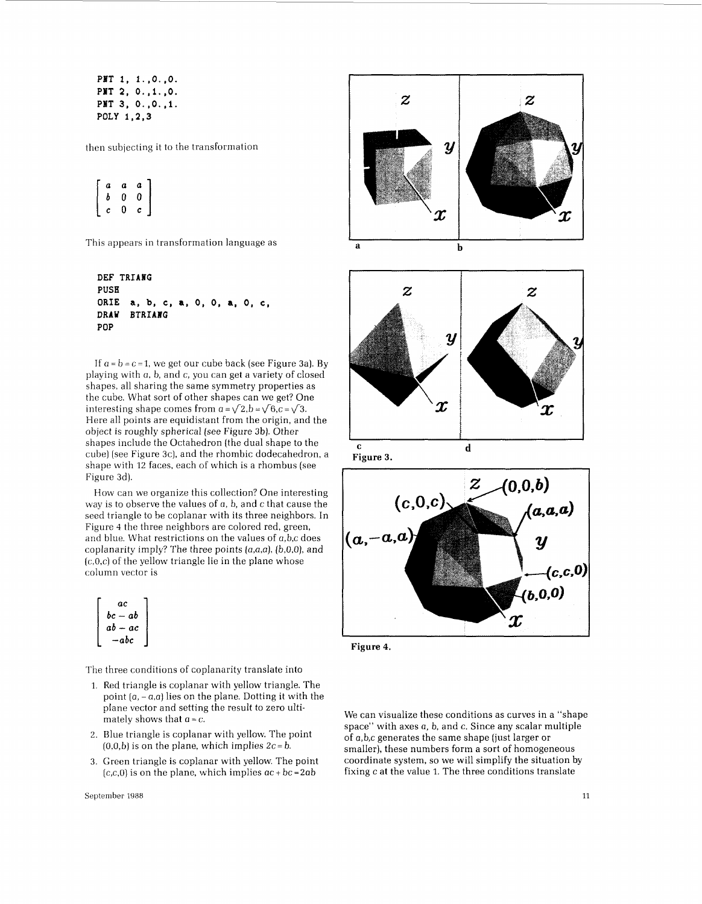```
PNT 1, 1.,0.,0.
PNT 2, 0.,1.,0.
PNT 3, 0.,0.,1.
POLY 1,2,3
```

then subjecting it to the transformation

$$\begin{bmatrix} a & a & a \\ b & 0 & 0 \\ c & 0 & c \end{bmatrix}$$

This appears in transformation language as

```
DEF TRIANG
PUSH
ORIE  a, b, c, a, 0, 0, a, 0, c,
DRAW  BTRIANG
POP
```

If $a = b = c = 1$, we get our cube back (see Figure 3a). By playing with $a$, $b$, and $c$, you can get a variety of closed shapes, all sharing the same symmetry properties as the cube. What sort of other shapes can we get? One interesting shape comes from $a = \sqrt{2}, b = \sqrt{6}, c = \sqrt{3}$. Here all points are equidistant from the origin, and the object is roughly spherical (see Figure 3b). Other shapes include the Octahedron (the dual shape to the cube) (see Figure 3c), and the rhombic dodecahedron, a shape with 12 faces, each of which is a rhombus (see Figure 3d).

How can we organize this collection? One interesting way is to observe the values of $a$, $b$, and $c$ that cause the seed triangle to be coplanar with its three neighbors. In Figure 4 the three neighbors are colored red, green, and blue. What restrictions on the values of $a,b,c$ does coplanarity imply? The three points $(a,a,a)$, $(b,0,0)$, and $(c,0,c)$ of the yellow triangle lie in the plane whose column vector is

$$\begin{bmatrix} ac \\ bc - ab \\ ab - ac \\ -abc \end{bmatrix}$$

The three conditions of coplanarity translate into

1. Red triangle is coplanar with yellow triangle. The point $(a, -a,a)$ lies on the plane. Dotting it with the plane vector and setting the result to zero ultimately shows that $a = c$.
2. Blue triangle is coplanar with yellow. The point $(0,0,b)$ is on the plane, which implies $2c = b$.
3. Green triangle is coplanar with yellow. The point $(c,c,0)$ is on the plane, which implies $ac + bc = 2ab$

Figure 3.

Figure 4.

We can visualize these conditions as curves in a "shape space" with axes $a$, $b$, and $c$. Since any scalar multiple of $a,b,c$ generates the same shape (just larger or smaller), these numbers form a sort of homogeneous coordinate system, so we will simplify the situation by fixing $c$ at the value 1. The three conditions translate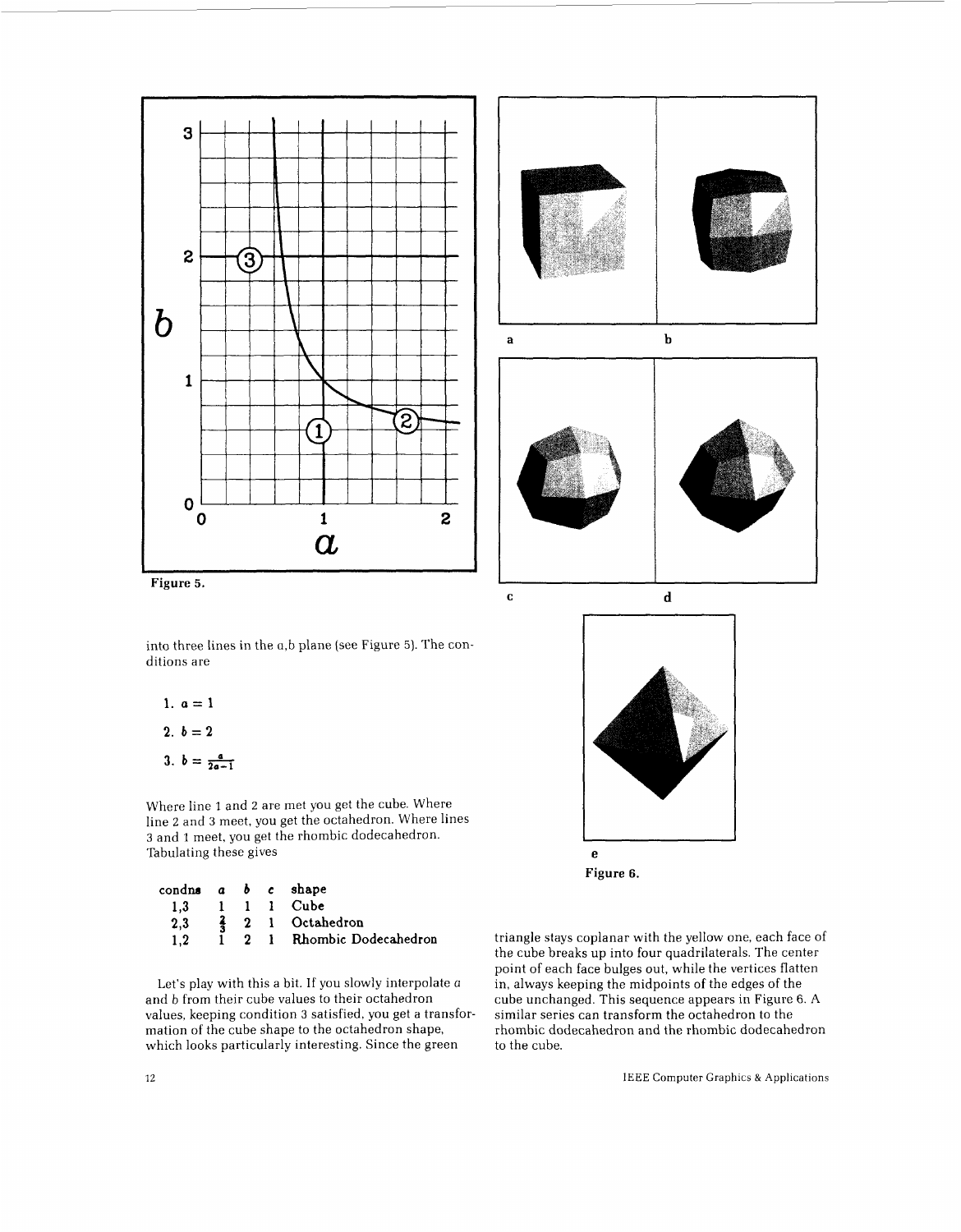Figure 5.

into three lines in the a,b plane (see Figure 5). The conditions are

1. $a = 1$
2. $b = 2$
3. $b = \frac{a}{2a-1}$

Where line 1 and 2 are met you get the cube. Where line 2 and 3 meet, you get the octahedron. Where lines 3 and 1 meet, you get the rhombic dodecahedron. Tabulating these gives

| condns | $a$ | $b$ | $c$ | shape |
|---|---|---|---|---|
| 1,3 | 1 | 1 | 1 | Cube |
| 2,3 | $\frac{2}{3}$ | 2 | 1 | Octahedron |
| 1,2 | 1 | 2 | 1 | Rhombic Dodecahedron |

Let's play with this a bit. If you slowly interpolate $a$ and $b$ from their cube values to their octahedron values, keeping condition 3 satisfied, you get a transformation of the cube shape to the octahedron shape, which looks particularly interesting. Since the green triangle stays coplanar with the yellow one, each face of the cube breaks up into four quadrilaterals. The center point of each face bulges out, while the vertices flatten in, always keeping the midpoints of the edges of the cube unchanged. This sequence appears in Figure 6. A similar series can transform the octahedron to the rhombic dodecahedron and the rhombic dodecahedron to the cube.

Figure 6.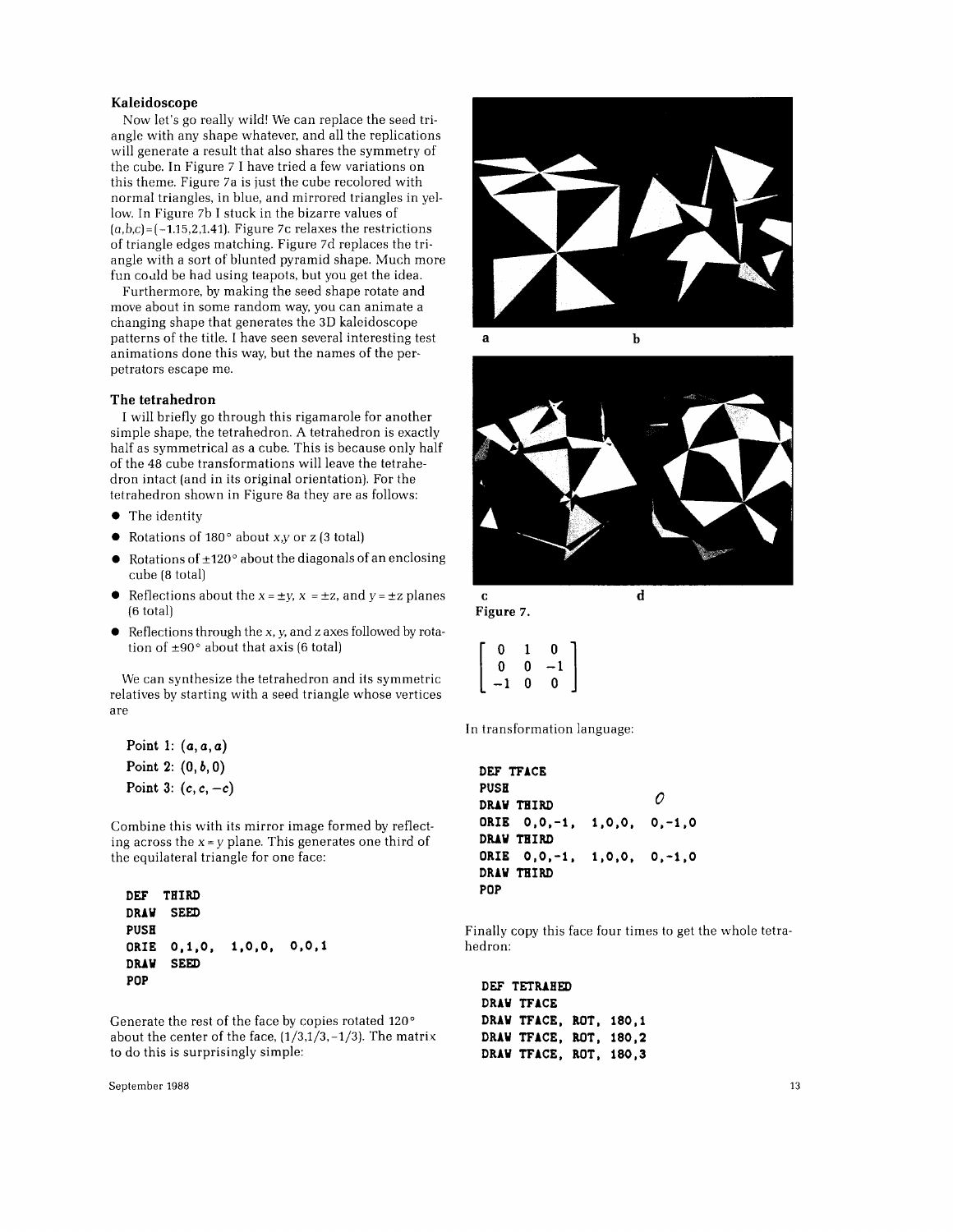### Kaleidoscope

Now let's go really wild! We can replace the seed triangle with any shape whatever, and all the replications will generate a result that also shares the symmetry of the cube. In Figure 7 I have tried a few variations on this theme. Figure 7a is just the cube recolored with normal triangles, in blue, and mirrored triangles in yellow. In Figure 7b I stuck in the bizarre values of $(a,b,c)=(-1.15,2,1.41)$. Figure 7c relaxes the restrictions of triangle edges matching. Figure 7d replaces the triangle with a sort of blunted pyramid shape. Much more fun could be had using teapots, but you get the idea.

Furthermore, by making the seed shape rotate and move about in some random way, you can animate a changing shape that generates the 3D kaleidoscope patterns of the title. I have seen several interesting test animations done this way, but the names of the perpetrators escape me.

a b

c d

**Figure 7.**

### The tetrahedron

I will briefly go through this rigamarole for another simple shape, the tetrahedron. A tetrahedron is exactly half as symmetrical as a cube. This is because only half of the 48 cube transformations will leave the tetrahedron intact (and in its original orientation). For the tetrahedron shown in Figure 8a they are as follows:

- The identity
- Rotations of 180° about $x$,$y$ or $z$ (3 total)
- Rotations of ±120° about the diagonals of an enclosing cube (8 total)
- Reflections about the $x=\pm y$, $x=\pm z$, and $y=\pm z$ planes (6 total)
- Reflections through the $x$, $y$, and $z$ axes followed by rotation of ±90° about that axis (6 total)

We can synthesize the tetrahedron and its symmetric relatives by starting with a seed triangle whose vertices are

**Point 1:** $(a,a,a)$
**Point 2:** $(0,b,0)$
**Point 3:** $(c,c,-c)$

Combine this with its mirror image formed by reflecting across the $x=y$ plane. This generates one third of the equilateral triangle for one face:

```
DEF  THIRD
DRAW  SEED
PUSH
ORIE  0,1,0,  1,0,0,  0,0,1
DRAW  SEED
POP
```

Generate the rest of the face by copies rotated 120° about the center of the face, $(1/3,1/3,-1/3)$. The matrix to do this is surprisingly simple:

$$\begin{bmatrix} 0 & 1 & 0 \\ 0 & 0 & -1 \\ -1 & 0 & 0 \end{bmatrix}$$

In transformation language:

```
DEF TFACE
PUSH
DRAW THIRD
ORIE  0,0,-1,  1,0,0,  0,-1,0
DRAW THIRD
ORIE  0,0,-1,  1,0,0,  0,-1,0
DRAW THIRD
POP
```

Finally copy this face four times to get the whole tetrahedron:

```
DEF TETRAHED
DRAW TFACE
DRAW TFACE, ROT, 180,1
DRAW TFACE, ROT, 180,2
DRAW TFACE, ROT, 180,3
```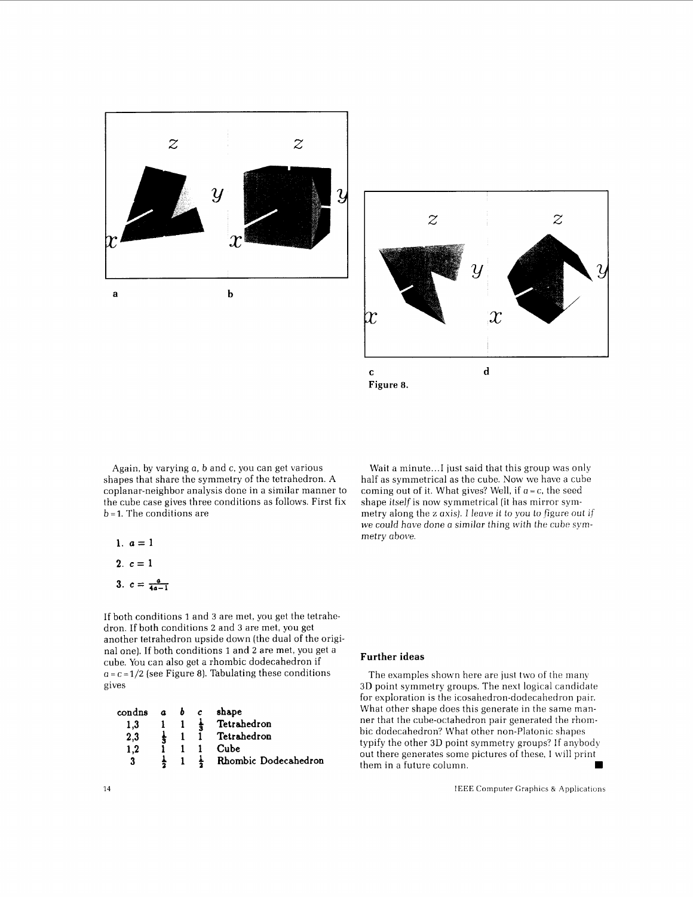z z

y y

x x

a b

z z

y y

x x

c d

Figure 8.

Again, by varying $a$, $b$ and $c$, you can get various shapes that share the symmetry of the tetrahedron. A coplanar-neighbor analysis done in a similar manner to the cube case gives three conditions as follows. First fix $b = 1$. The conditions are

1. $a = 1$
2. $c = 1$
3. $c = \frac{a}{4a-1}$

If both conditions 1 and 3 are met, you get the tetrahedron. If both conditions 2 and 3 are met, you get another tetrahedron upside down (the dual of the original one). If both conditions 1 and 2 are met, you get a cube. You can also get a rhombic dodecahedron if $a = c = 1/2$ (see Figure 8). Tabulating these conditions gives

| condns | $a$ | $b$ | $c$ | shape |
|---|---|---|---|---|
| 1,3 | 1 | 1 | $\frac{1}{3}$ | Tetrahedron |
| 2,3 | $\frac{1}{3}$ | 1 | 1 | Tetrahedron |
| 1,2 | 1 | 1 | 1 | Cube |
| 3 | $\frac{1}{2}$ | 1 | $\frac{1}{2}$ | Rhombic Dodecahedron |

Wait a minute...I just said that this group was only half as symmetrical as the cube. Now we have a cube coming out of it. What gives? Well, if $a = c$, the seed shape *itself* is now symmetrical (it has mirror symmetry along the $z$ axis). *I leave it to you to figure out if we could have done a similar thing with the cube symmetry above.*

## Further ideas

The examples shown here are just two of the many 3D point symmetry groups. The next logical candidate for exploration is the icosahedron-dodecahedron pair. What other shape does this generate in the same manner that the cube-octahedron pair generated the rhombic dodecahedron? What other non-Platonic shapes typify the other 3D point symmetry groups? If anybody out there generates some pictures of these, I will print them in a future column. ■